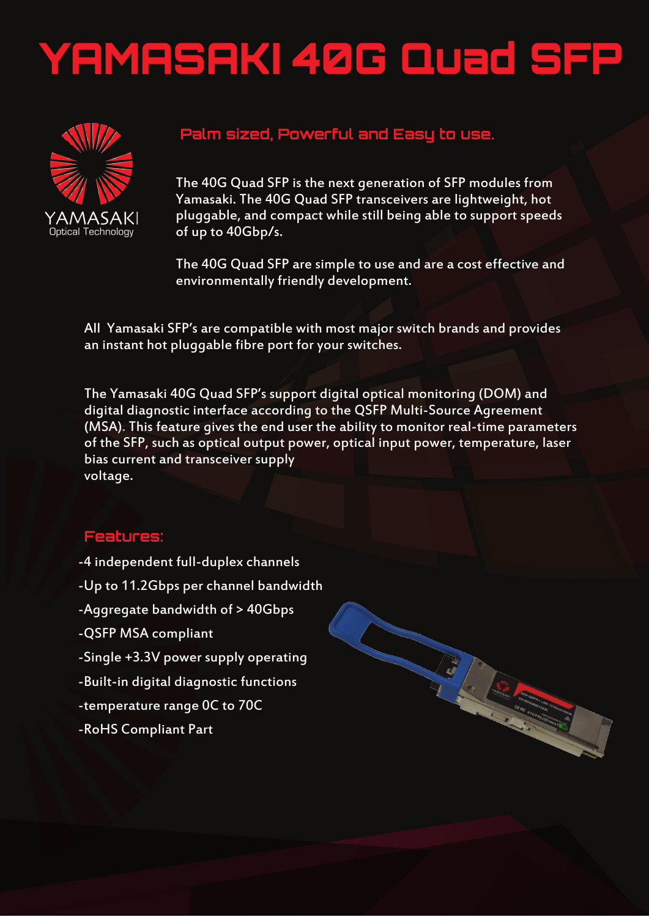# YAMASAKI 40G Quad SFP

YAMASAKI
Optical Technology

## Palm sized, Powerful and Easy to use.

The 40G Quad SFP is the next generation of SFP modules from Yamasaki. The 40G Quad SFP transceivers are lightweight, hot pluggable, and compact while still being able to support speeds of up to 40Gbp/s.

The 40G Quad SFP are simple to use and are a cost effective and environmentally friendly development.

All Yamasaki SFP's are compatible with most major switch brands and provides an instant hot pluggable fibre port for your switches.

The Yamasaki 40G Quad SFP's support digital optical monitoring (DOM) and digital diagnostic interface according to the QSFP Multi-Source Agreement (MSA). This feature gives the end user the ability to monitor real-time parameters of the SFP, such as optical output power, optical input power, temperature, laser bias current and transceiver supply voltage.

## Features:

- -4 independent full-duplex channels
- -Up to 11.2Gbps per channel bandwidth
- -Aggregate bandwidth of > 40Gbps
- -QSFP MSA compliant
- -Single +3.3V power supply operating
- -Built-in digital diagnostic functions
- -temperature range 0C to 70C
- -RoHS Compliant Part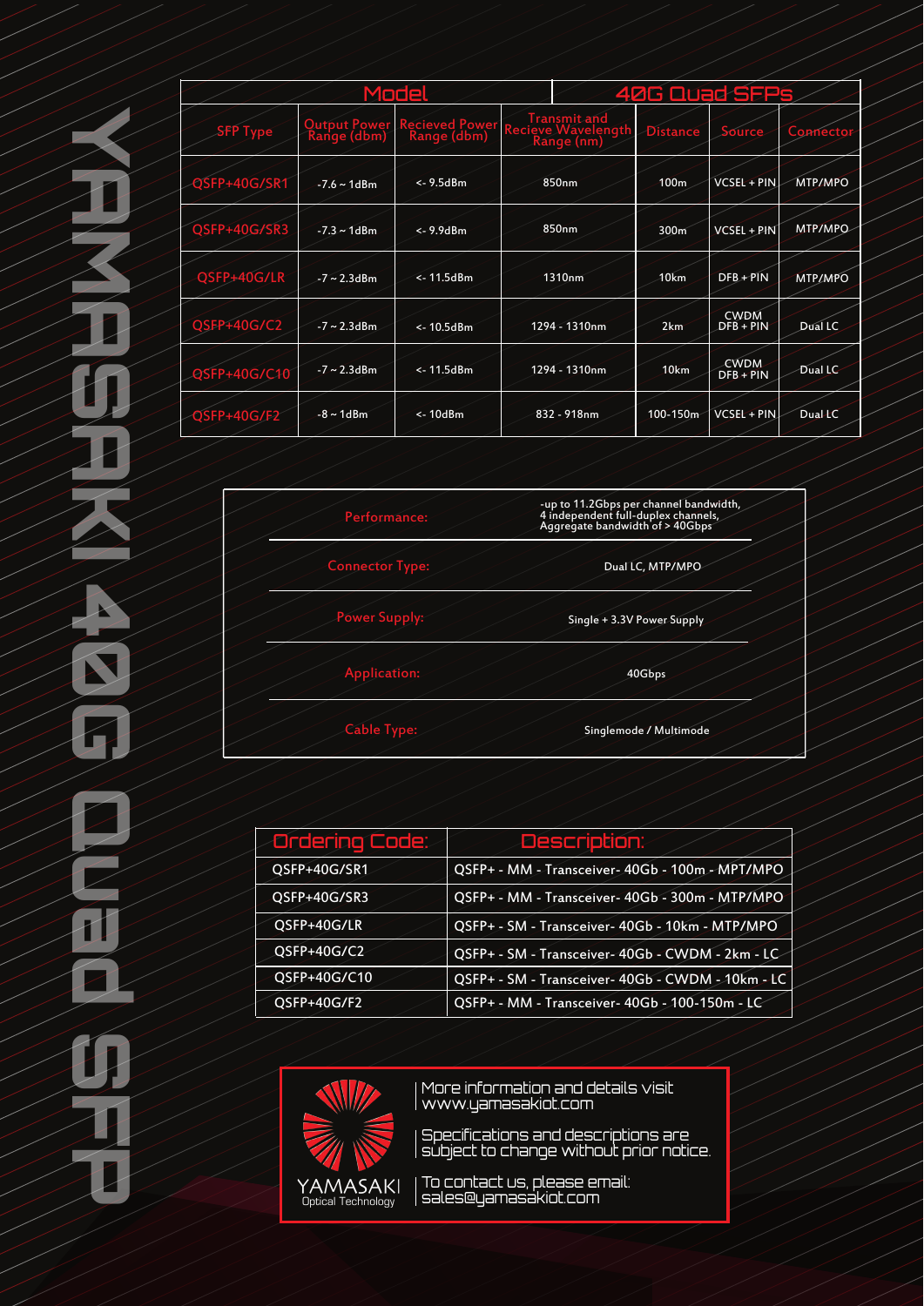# YAMASAKI 40G Quad SFP

| Model | | | | 40G Quad SFPs | | |
|---|---|---|---|---|---|---|
| SFP Type | Output Power Range (dbm) | Recieved Power Range (dbm) | Transmit and Recieve Wavelength Range (nm) | Distance | Source | Connector |
| QSFP+40G/SR1 | -7.6 ~ 1dBm | <- 9.5dBm | 850nm | 100m | VCSEL + PIN | MTP/MPO |
| QSFP+40G/SR3 | -7.3 ~ 1dBm | <- 9.9dBm | 850nm | 300m | VCSEL + PIN | MTP/MPO |
| QSFP+40G/LR | -7 ~ 2.3dBm | <- 11.5dBm | 1310nm | 10km | DFB + PIN | MTP/MPO |
| QSFP+40G/C2 | -7 ~ 2.3dBm | <- 10.5dBm | 1294 - 1310nm | 2km | CWDM DFB + PIN | Dual LC |
| QSFP+40G/C10 | -7 ~ 2.3dBm | <- 11.5dBm | 1294 - 1310nm | 10km | CWDM DFB + PIN | Dual LC |
| QSFP+40G/F2 | -8 ~ 1dBm | <- 10dBm | 832 - 918nm | 100-150m | VCSEL + PIN | Dual LC |

| | |
|---|---|
| Performance: | -up to 11.2Gbps per channel bandwidth, 4 independent full-duplex channels, Aggregate bandwidth of > 40Gbps |
| Connector Type: | Dual LC, MTP/MPO |
| Power Supply: | Single + 3.3V Power Supply |
| Application: | 40Gbps |
| Cable Type: | Singlemode / Multimode |

| Ordering Code: | Description: |
|---|---|
| QSFP+40G/SR1 | QSFP+ - MM - Transceiver- 40Gb - 100m - MPT/MPO |
| QSFP+40G/SR3 | QSFP+ - MM - Transceiver- 40Gb - 300m - MTP/MPO |
| QSFP+40G/LR | QSFP+ - SM - Transceiver- 40Gb - 10km - MTP/MPO |
| QSFP+40G/C2 | QSFP+ - SM - Transceiver- 40Gb - CWDM - 2km - LC |
| QSFP+40G/C10 | QSFP+ - SM - Transceiver- 40Gb - CWDM - 10km - LC |
| QSFP+40G/F2 | QSFP+ - MM - Transceiver- 40Gb - 100-150m - LC |

YAMASAKI
Optical Technology

More information and details visit www.yamasakiot.com

Specifications and descriptions are subject to change without prior notice.

To contact us, please email: sales@yamasakiot.com